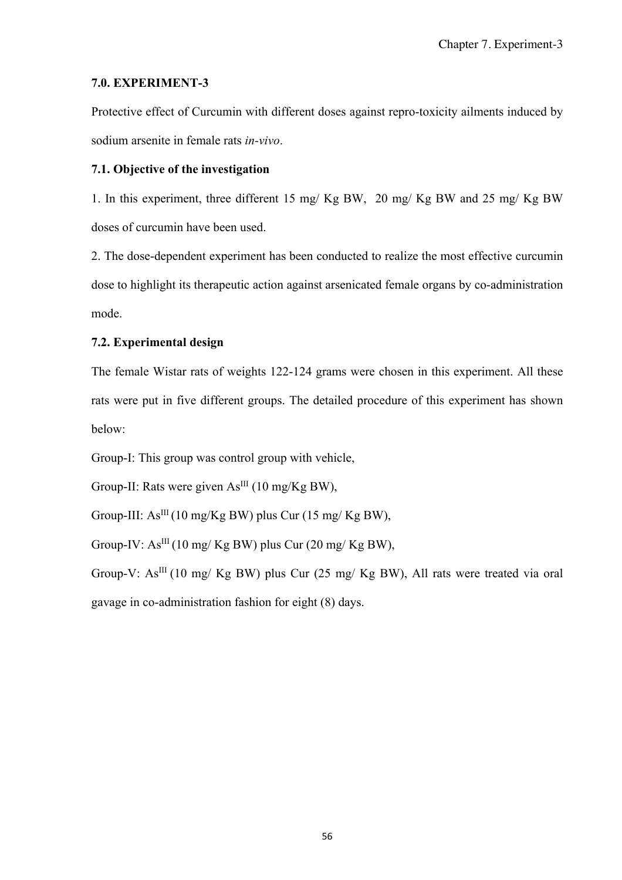### 7.0. EXPERIMENT-3

Protective effect of Curcumin with different doses against repro-toxicity ailments induced by sodium arsenite in female rats *in-vivo*.

### 7.1. Objective of the investigation

1. In this experiment, three different 15 mg/ Kg BW, 20 mg/ Kg BW and 25 mg/ Kg BW doses of curcumin have been used.

2. The dose-dependent experiment has been conducted to realize the most effective curcumin dose to highlight its therapeutic action against arsenicated female organs by co-administration mode.

### 7.2. Experimental design

The female Wistar rats of weights 122-124 grams were chosen in this experiment. All these rats were put in five different groups. The detailed procedure of this experiment has shown below:

Group-I: This group was control group with vehicle,

Group-II: Rats were given $As^{III}$ (10 mg/Kg BW),

Group-III: $As^{III}$ (10 mg/Kg BW) plus Cur (15 mg/ Kg BW),

Group-IV: $As^{III}$ (10 mg/ Kg BW) plus Cur (20 mg/ Kg BW),

Group-V: $As^{III}$ (10 mg/ Kg BW) plus Cur (25 mg/ Kg BW), All rats were treated via oral gavage in co-administration fashion for eight (8) days.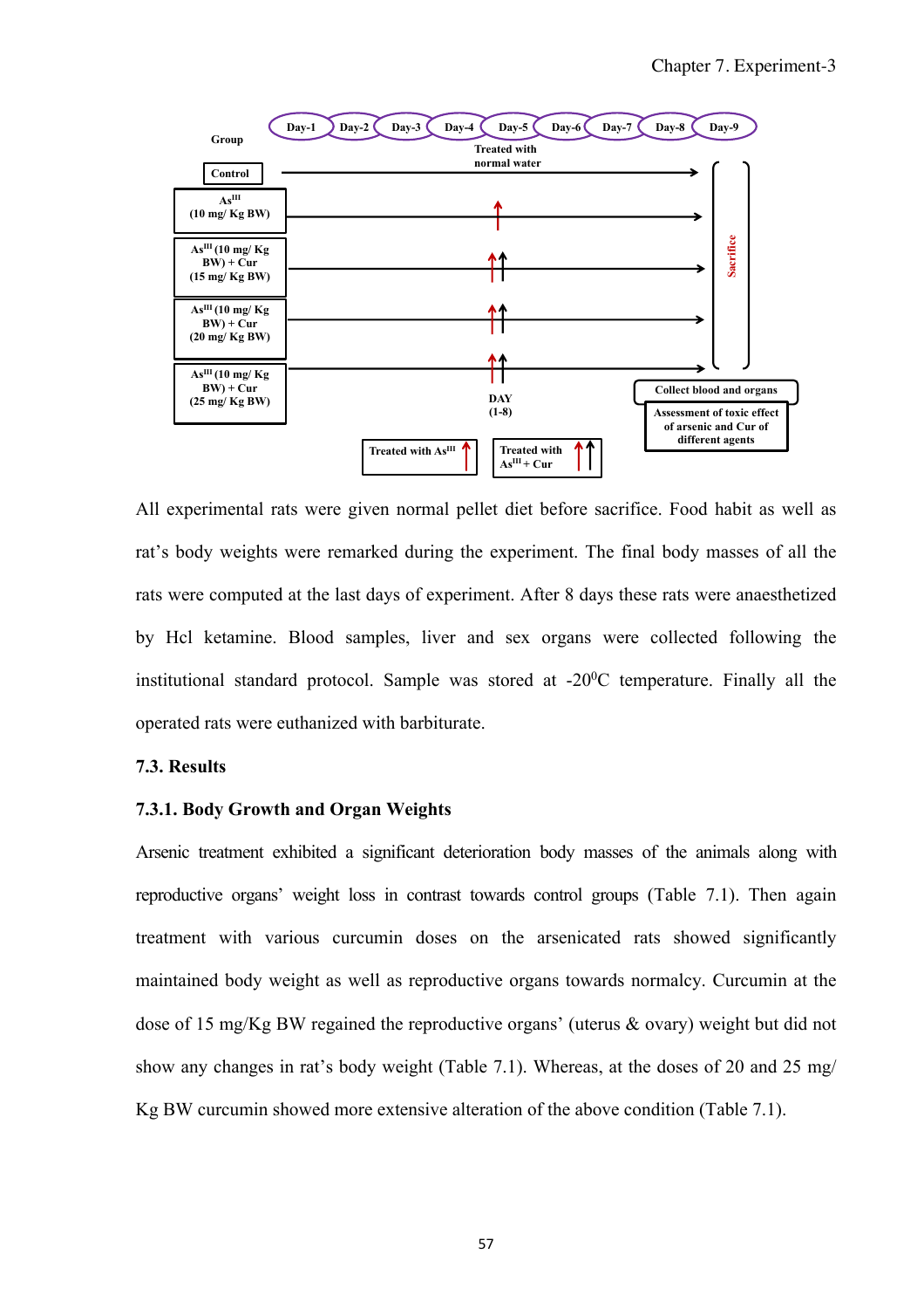All experimental rats were given normal pellet diet before sacrifice. Food habit as well as rat's body weights were remarked during the experiment. The final body masses of all the rats were computed at the last days of experiment. After 8 days these rats were anaesthetized by Hcl ketamine. Blood samples, liver and sex organs were collected following the institutional standard protocol. Sample was stored at -20$^{0}$C temperature. Finally all the operated rats were euthanized with barbiturate.

### 7.3. Results

#### 7.3.1. Body Growth and Organ Weights

Arsenic treatment exhibited a significant deterioration body masses of the animals along with reproductive organs' weight loss in contrast towards control groups (Table 7.1). Then again treatment with various curcumin doses on the arsenicated rats showed significantly maintained body weight as well as reproductive organs towards normalcy. Curcumin at the dose of 15 mg/Kg BW regained the reproductive organs' (uterus & ovary) weight but did not show any changes in rat's body weight (Table 7.1). Whereas, at the doses of 20 and 25 mg/ Kg BW curcumin showed more extensive alteration of the above condition (Table 7.1).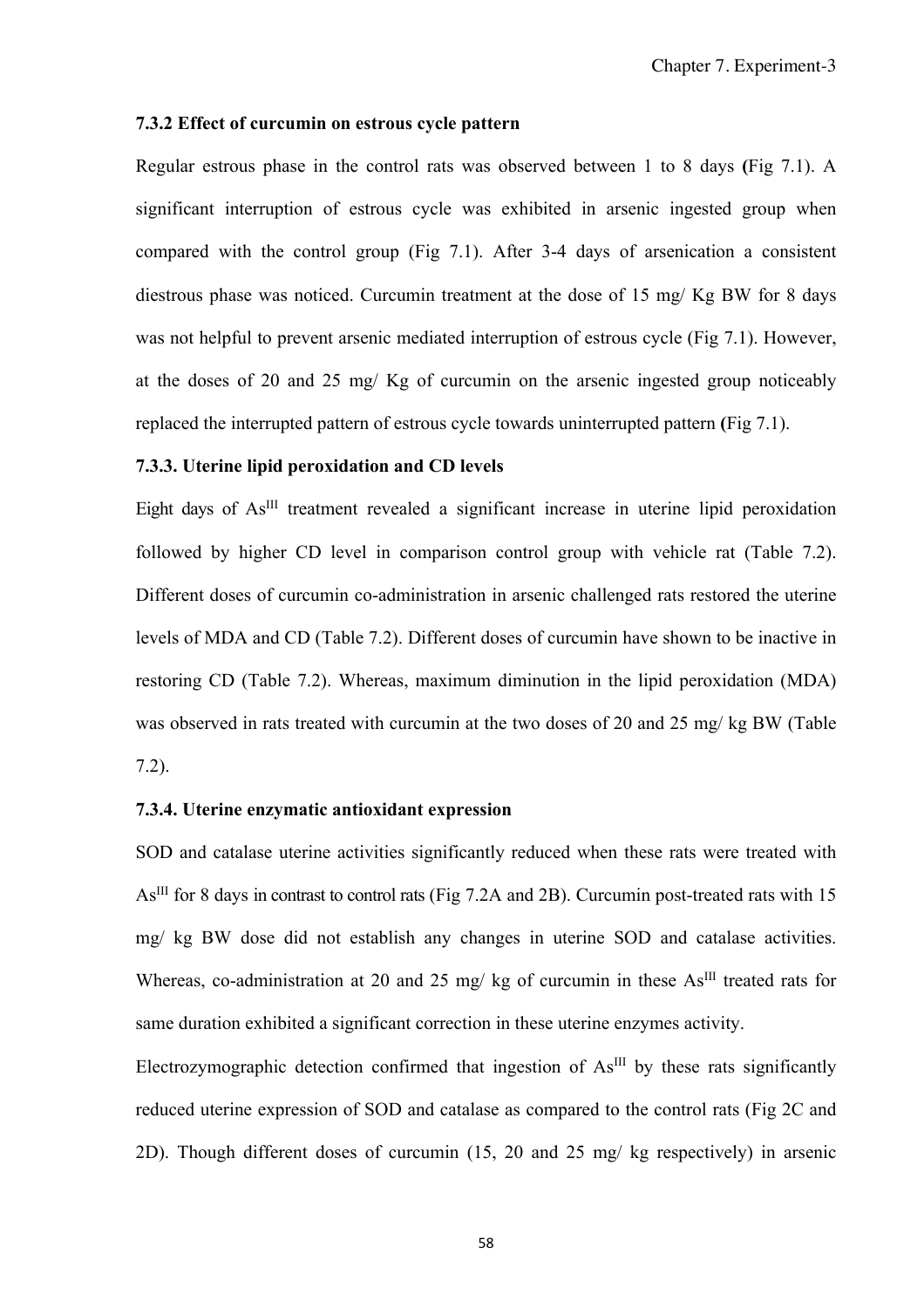### 7.3.2 Effect of curcumin on estrous cycle pattern

Regular estrous phase in the control rats was observed between 1 to 8 days **(**Fig 7.1). A significant interruption of estrous cycle was exhibited in arsenic ingested group when compared with the control group (Fig 7.1). After 3-4 days of arsenication a consistent diestrous phase was noticed. Curcumin treatment at the dose of 15 mg/ Kg BW for 8 days was not helpful to prevent arsenic mediated interruption of estrous cycle (Fig 7.1). However, at the doses of 20 and 25 mg/ Kg of curcumin on the arsenic ingested group noticeably replaced the interrupted pattern of estrous cycle towards uninterrupted pattern **(**Fig 7.1).

### 7.3.3. Uterine lipid peroxidation and CD levels

Eight days of $As^{III}$ treatment revealed a significant increase in uterine lipid peroxidation followed by higher CD level in comparison control group with vehicle rat (Table 7.2). Different doses of curcumin co-administration in arsenic challenged rats restored the uterine levels of MDA and CD (Table 7.2). Different doses of curcumin have shown to be inactive in restoring CD (Table 7.2). Whereas, maximum diminution in the lipid peroxidation (MDA) was observed in rats treated with curcumin at the two doses of 20 and 25 mg/ kg BW (Table 7.2).

### 7.3.4. Uterine enzymatic antioxidant expression

SOD and catalase uterine activities significantly reduced when these rats were treated with $As^{III}$ for 8 days in contrast to control rats (Fig 7.2A and 2B). Curcumin post-treated rats with 15 mg/ kg BW dose did not establish any changes in uterine SOD and catalase activities. Whereas, co-administration at 20 and 25 mg/ kg of curcumin in these $As^{III}$ treated rats for same duration exhibited a significant correction in these uterine enzymes activity.

Electrozymographic detection confirmed that ingestion of $As^{III}$ by these rats significantly reduced uterine expression of SOD and catalase as compared to the control rats (Fig 2C and 2D). Though different doses of curcumin (15, 20 and 25 mg/ kg respectively) in arsenic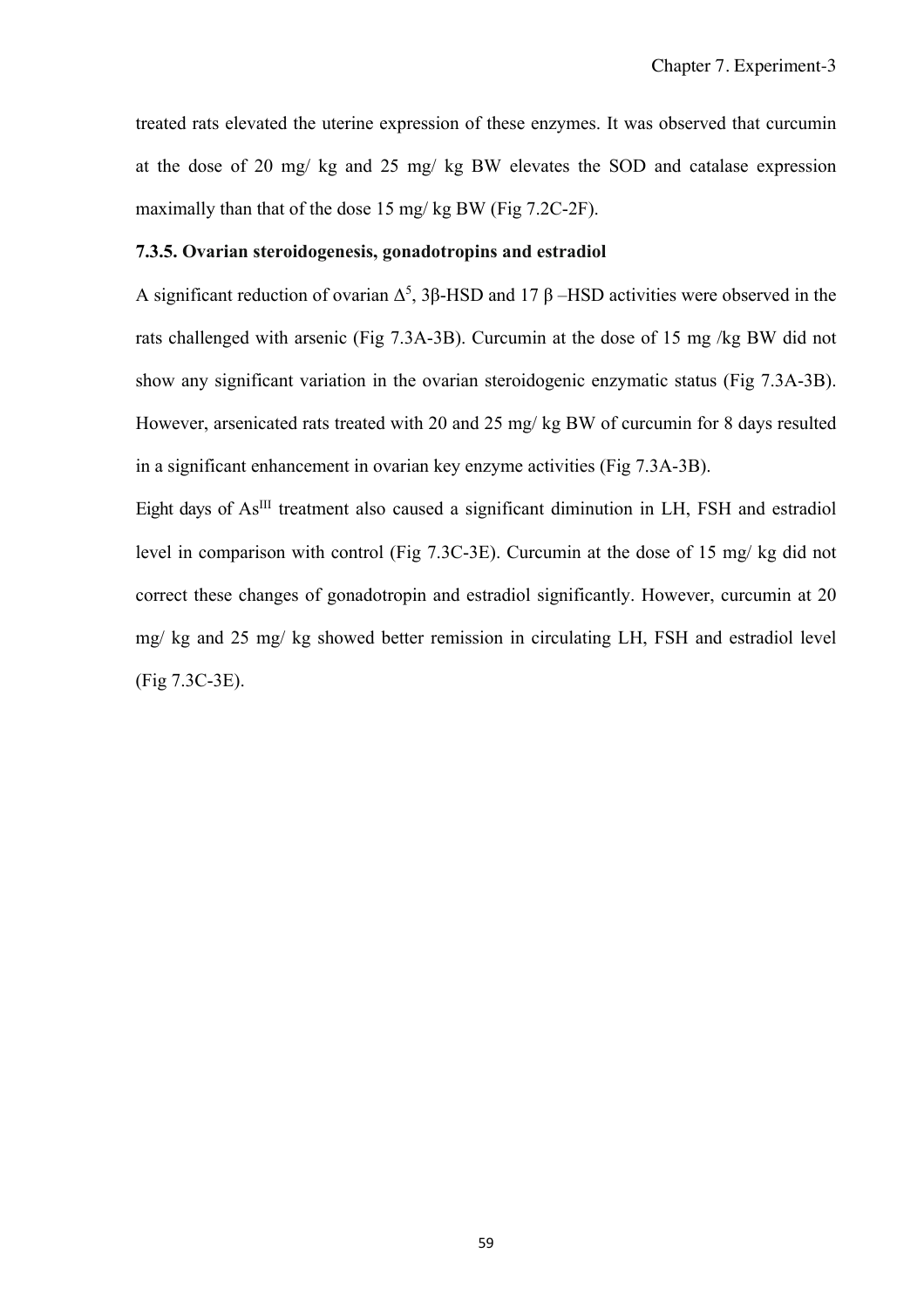treated rats elevated the uterine expression of these enzymes. It was observed that curcumin at the dose of 20 mg/ kg and 25 mg/ kg BW elevates the SOD and catalase expression maximally than that of the dose 15 mg/ kg BW (Fig 7.2C-2F).

### 7.3.5. Ovarian steroidogenesis, gonadotropins and estradiol

A significant reduction of ovarian $\Delta^5$, 3β-HSD and 17 β –HSD activities were observed in the rats challenged with arsenic (Fig 7.3A-3B). Curcumin at the dose of 15 mg /kg BW did not show any significant variation in the ovarian steroidogenic enzymatic status (Fig 7.3A-3B). However, arsenicated rats treated with 20 and 25 mg/ kg BW of curcumin for 8 days resulted in a significant enhancement in ovarian key enzyme activities (Fig 7.3A-3B).

Eight days of $As^{III}$ treatment also caused a significant diminution in LH, FSH and estradiol level in comparison with control (Fig 7.3C-3E). Curcumin at the dose of 15 mg/ kg did not correct these changes of gonadotropin and estradiol significantly. However, curcumin at 20 mg/ kg and 25 mg/ kg showed better remission in circulating LH, FSH and estradiol level (Fig 7.3C-3E).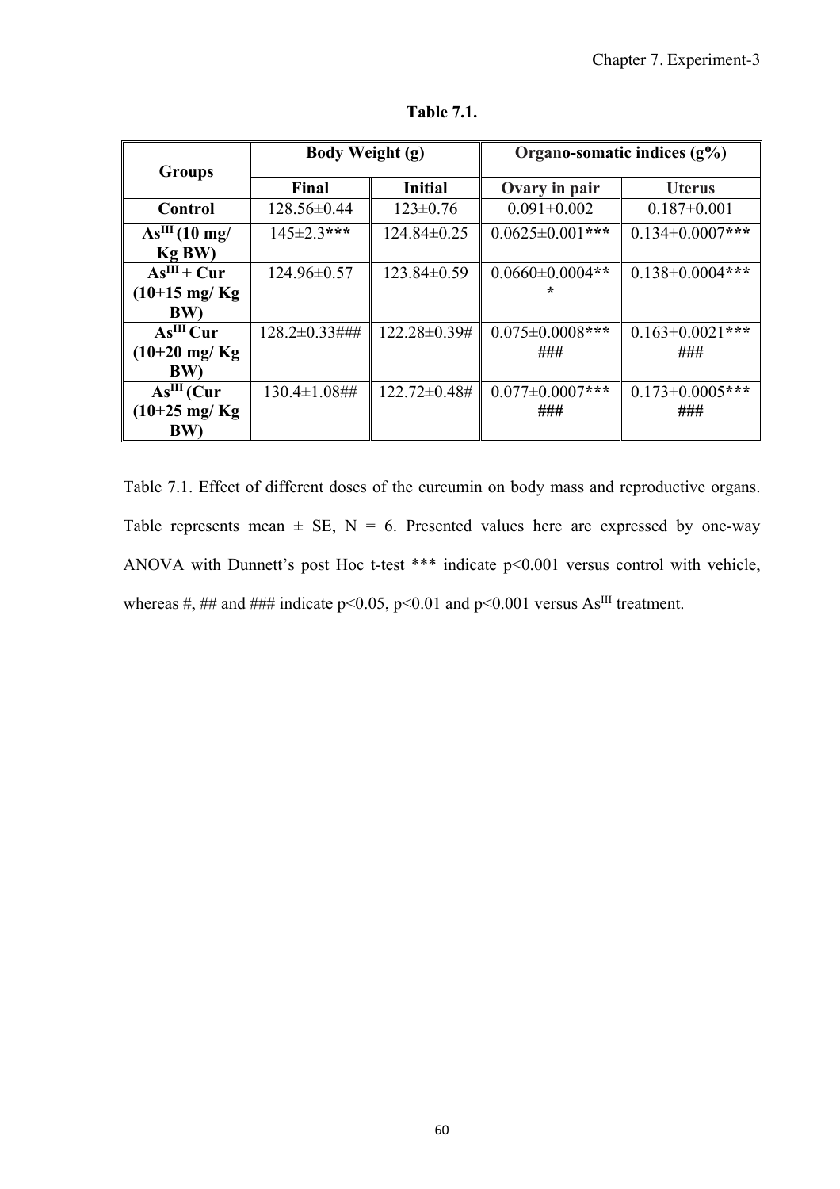**Table 7.1.**

| Groups | Body Weight (g) | | Organo-somatic indices (g%) | |
|---|---|---|---|---|
| | Final | Initial | Ovary in pair | Uterus |
| Control | 128.56±0.44 | 123±0.76 | 0.091+0.002 | 0.187+0.001 |
| $As^{III}$ (10 mg/ Kg BW) | 145±2.3*** | 124.84±0.25 | 0.0625±0.001*** | 0.134+0.0007*** |
| $As^{III}$ + Cur (10+15 mg/ Kg BW) | 124.96±0.57 | 123.84±0.59 | 0.0660±0.0004*** | 0.138+0.0004*** |
| $As^{III}$ Cur (10+20 mg/ Kg BW) | 128.2±0.33### | 122.28±0.39# | 0.075±0.0008*** ### | 0.163+0.0021*** ### |
| $As^{III}$ (Cur (10+25 mg/ Kg BW) | 130.4±1.08## | 122.72±0.48# | 0.077±0.0007*** ### | 0.173+0.0005*** ### |

Table 7.1. Effect of different doses of the curcumin on body mass and reproductive organs. Table represents mean ± SE, N = 6. Presented values here are expressed by one-way ANOVA with Dunnett's post Hoc t-test *** indicate $p<0.001$ versus control with vehicle, whereas #, ## and ### indicate $p<0.05$, $p<0.01$ and $p<0.001$ versus $As^{III}$ treatment.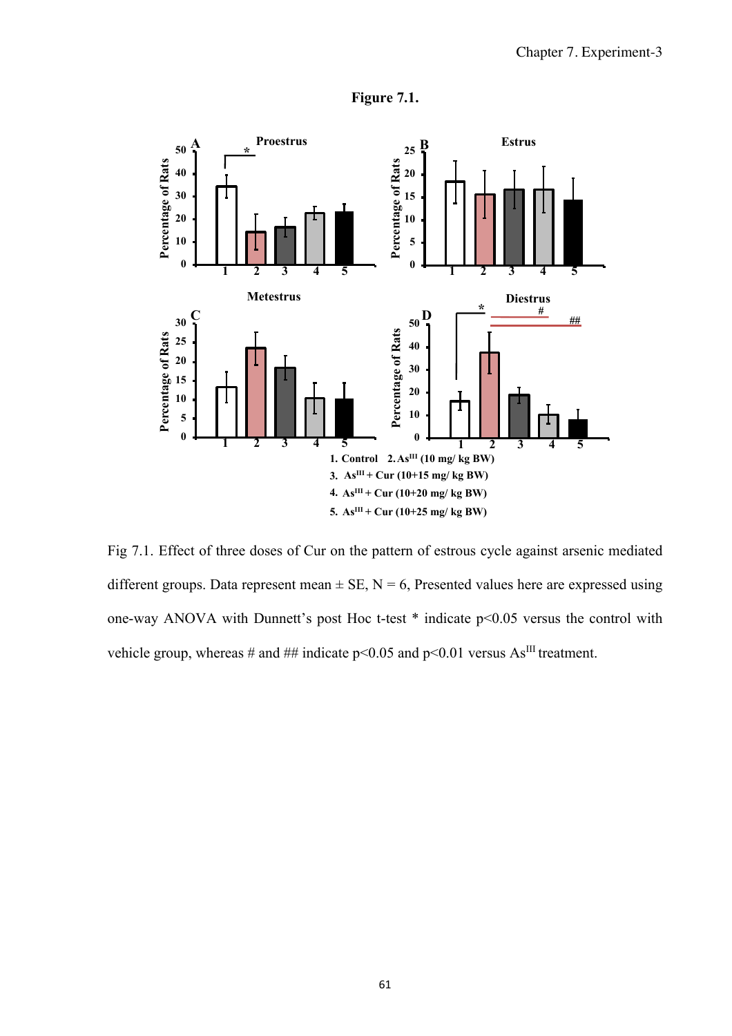**Figure 7.1.**

Fig 7.1. Effect of three doses of Cur on the pattern of estrous cycle against arsenic mediated different groups. Data represent mean ± SE, N = 6, Presented values here are expressed using one-way ANOVA with Dunnett's post Hoc t-test * indicate p<0.05 versus the control with vehicle group, whereas # and ## indicate p<0.05 and p<0.01 versus $As^{III}$ treatment.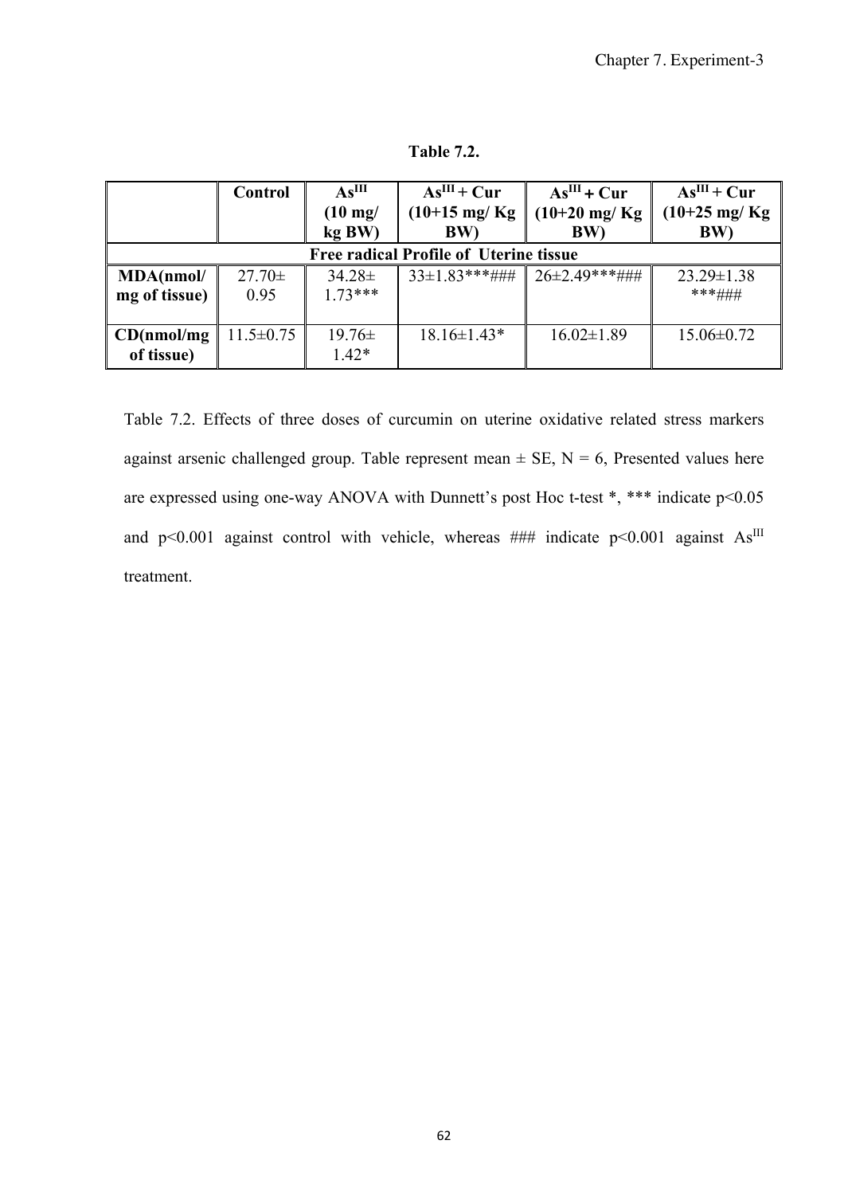**Table 7.2.**

| | Control | $As^{III}$ (10 mg/ kg BW) | $As^{III}$ + Cur (10+15 mg/ Kg BW) | $As^{III}$ + Cur (10+20 mg/ Kg BW) | $As^{III}$ + Cur (10+25 mg/ Kg BW) |
|---|---|---|---|---|---|
| **Free radical Profile of Uterine tissue** | | | | | |
| **MDA(nmol/ mg of tissue)** | 27.70± 0.95 | 34.28± 1.73*** | 33±1.83***### | 26±2.49***### | 23.29±1.38 ***### |
| **CD(nmol/mg of tissue)** | 11.5±0.75 | 19.76± 1.42* | 18.16±1.43* | 16.02±1.89 | 15.06±0.72 |

Table 7.2. Effects of three doses of curcumin on uterine oxidative related stress markers against arsenic challenged group. Table represent mean ± SE, N = 6, Presented values here are expressed using one-way ANOVA with Dunnett's post Hoc t-test *, *** indicate $p<0.05$ and $p<0.001$ against control with vehicle, whereas ### indicate $p<0.001$ against $As^{III}$ treatment.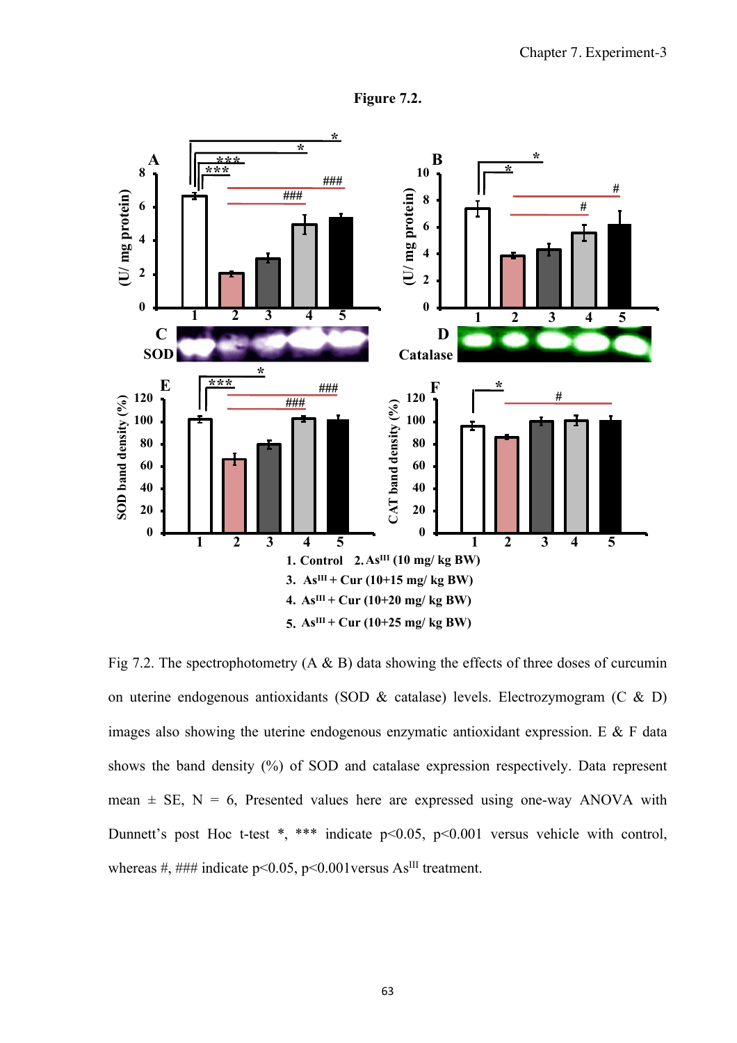**Figure 7.2.**

1. Control 2. $As^{III}$ (10 mg/ kg BW)
3. $As^{III}$ + Cur (10+15 mg/ kg BW)
4. $As^{III}$ + Cur (10+20 mg/ kg BW)
5. $As^{III}$ + Cur (10+25 mg/ kg BW)

Fig 7.2. The spectrophotometry (A & B) data showing the effects of three doses of curcumin on uterine endogenous antioxidants (SOD & catalase) levels. Electrozymogram (C & D) images also showing the uterine endogenous enzymatic antioxidant expression. E & F data shows the band density (%) of SOD and catalase expression respectively. Data represent mean ± SE, N = 6, Presented values here are expressed using one-way ANOVA with Dunnett's post Hoc t-test *, *** indicate $p<0.05$, $p<0.001$ versus vehicle with control, whereas #, ### indicate $p<0.05$, $p<0.001$versus $As^{III}$ treatment.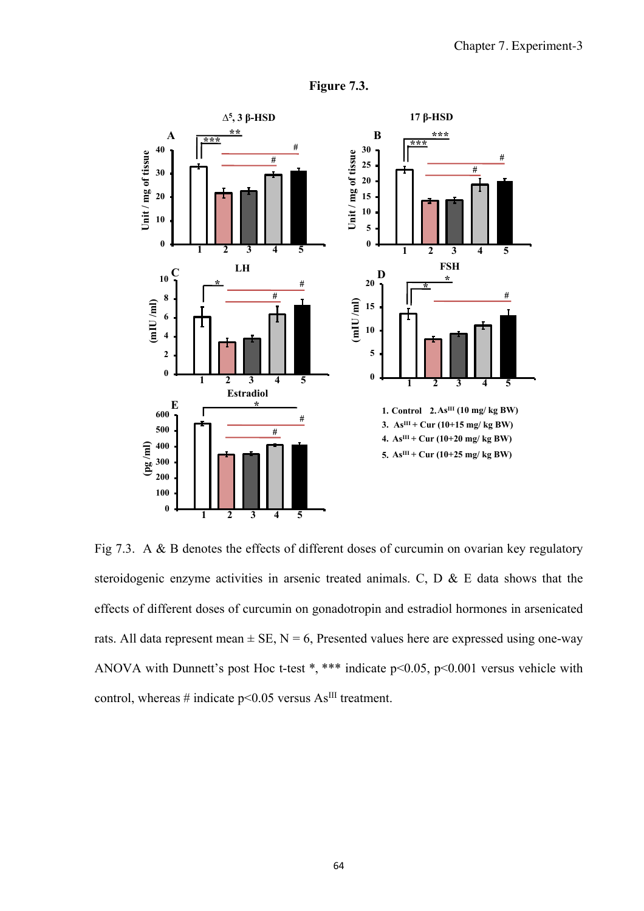**Figure 7.3.**

Fig 7.3. A & B denotes the effects of different doses of curcumin on ovarian key regulatory steroidogenic enzyme activities in arsenic treated animals. C, D & E data shows that the effects of different doses of curcumin on gonadotropin and estradiol hormones in arsenicated rats. All data represent mean ± SE, N = 6, Presented values here are expressed using one-way ANOVA with Dunnett's post Hoc t-test *, *** indicate $p<0.05$, $p<0.001$ versus vehicle with control, whereas # indicate $p<0.05$ versus $As^{III}$ treatment.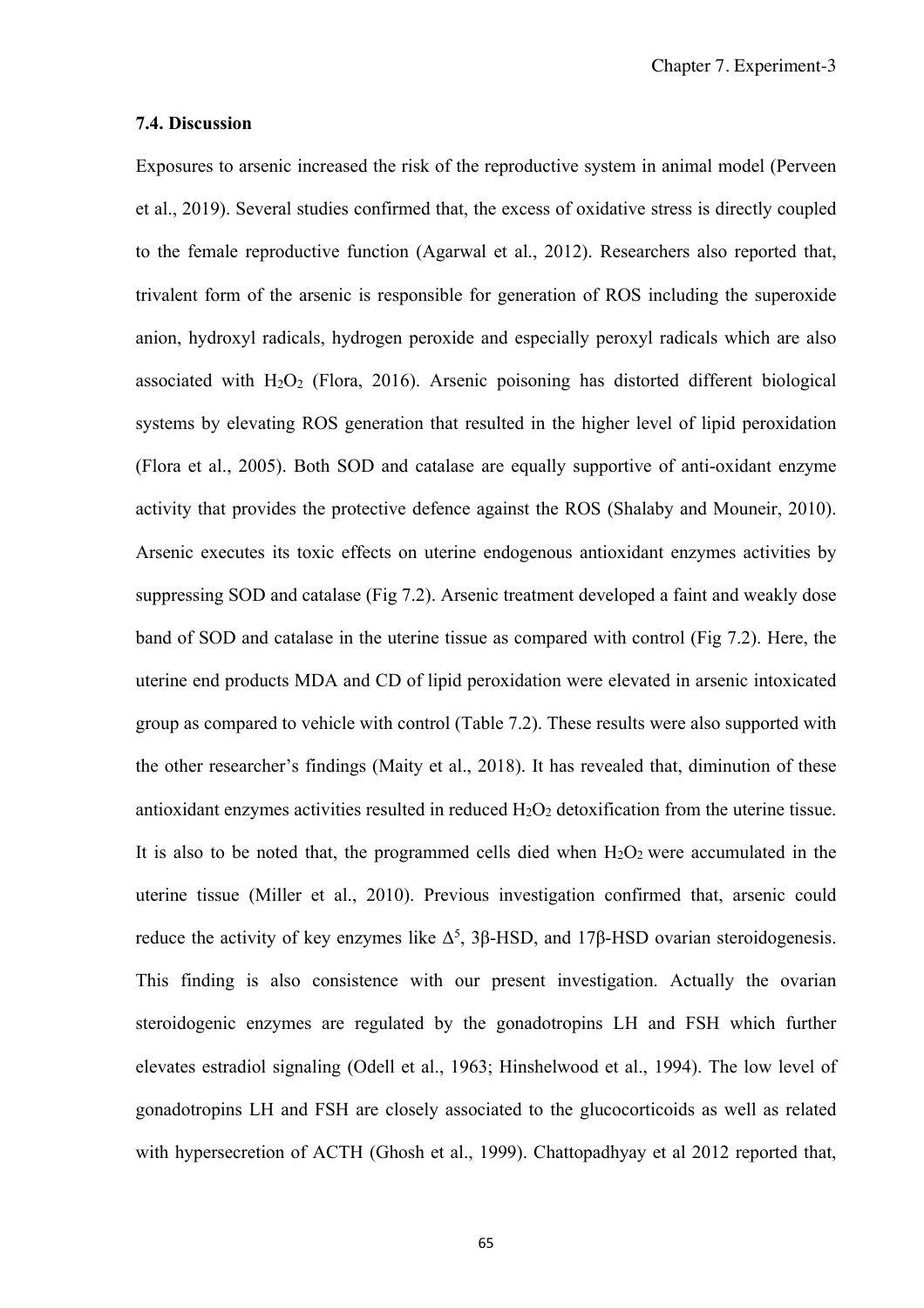### 7.4. Discussion

Exposures to arsenic increased the risk of the reproductive system in animal model (Perveen et al., 2019). Several studies confirmed that, the excess of oxidative stress is directly coupled to the female reproductive function (Agarwal et al., 2012). Researchers also reported that, trivalent form of the arsenic is responsible for generation of ROS including the superoxide anion, hydroxyl radicals, hydrogen peroxide and especially peroxyl radicals which are also associated with $H_2O_2$ (Flora, 2016). Arsenic poisoning has distorted different biological systems by elevating ROS generation that resulted in the higher level of lipid peroxidation (Flora et al., 2005). Both SOD and catalase are equally supportive of anti-oxidant enzyme activity that provides the protective defence against the ROS (Shalaby and Mouneir, 2010). Arsenic executes its toxic effects on uterine endogenous antioxidant enzymes activities by suppressing SOD and catalase (Fig 7.2). Arsenic treatment developed a faint and weakly dose band of SOD and catalase in the uterine tissue as compared with control (Fig 7.2). Here, the uterine end products MDA and CD of lipid peroxidation were elevated in arsenic intoxicated group as compared to vehicle with control (Table 7.2). These results were also supported with the other researcher's findings (Maity et al., 2018). It has revealed that, diminution of these antioxidant enzymes activities resulted in reduced $H_2O_2$ detoxification from the uterine tissue. It is also to be noted that, the programmed cells died when $H_2O_2$ were accumulated in the uterine tissue (Miller et al., 2010). Previous investigation confirmed that, arsenic could reduce the activity of key enzymes like $\Delta^5$, 3β-HSD, and 17β-HSD ovarian steroidogenesis. This finding is also consistence with our present investigation. Actually the ovarian steroidogenic enzymes are regulated by the gonadotropins LH and FSH which further elevates estradiol signaling (Odell et al., 1963; Hinshelwood et al., 1994). The low level of gonadotropins LH and FSH are closely associated to the glucocorticoids as well as related with hypersecretion of ACTH (Ghosh et al., 1999). Chattopadhyay et al 2012 reported that,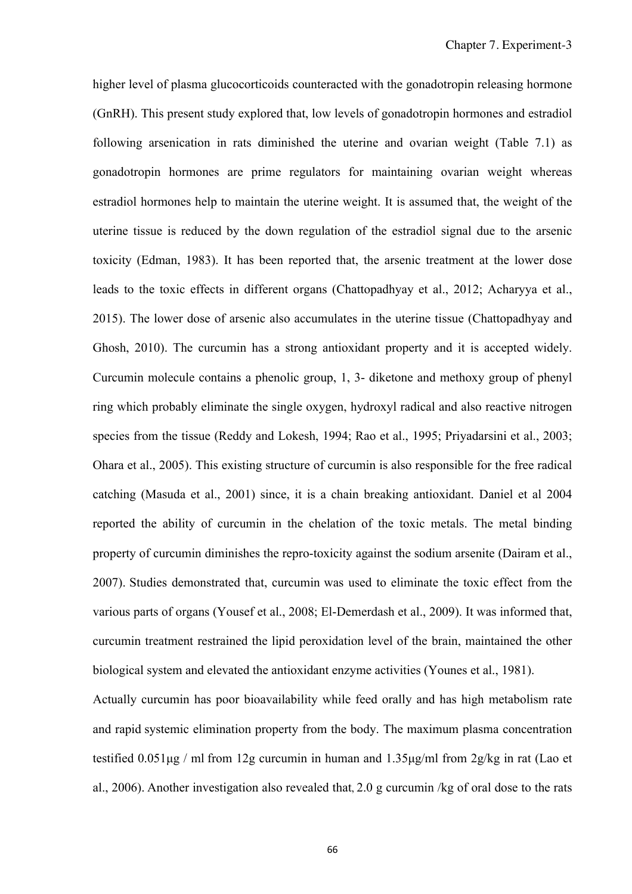higher level of plasma glucocorticoids counteracted with the gonadotropin releasing hormone (GnRH). This present study explored that, low levels of gonadotropin hormones and estradiol following arsenication in rats diminished the uterine and ovarian weight (Table 7.1) as gonadotropin hormones are prime regulators for maintaining ovarian weight whereas estradiol hormones help to maintain the uterine weight. It is assumed that, the weight of the uterine tissue is reduced by the down regulation of the estradiol signal due to the arsenic toxicity (Edman, 1983). It has been reported that, the arsenic treatment at the lower dose leads to the toxic effects in different organs (Chattopadhyay et al., 2012; Acharyya et al., 2015). The lower dose of arsenic also accumulates in the uterine tissue (Chattopadhyay and Ghosh, 2010). The curcumin has a strong antioxidant property and it is accepted widely. Curcumin molecule contains a phenolic group, 1, 3- diketone and methoxy group of phenyl ring which probably eliminate the single oxygen, hydroxyl radical and also reactive nitrogen species from the tissue (Reddy and Lokesh, 1994; Rao et al., 1995; Priyadarsini et al., 2003; Ohara et al., 2005). This existing structure of curcumin is also responsible for the free radical catching (Masuda et al., 2001) since, it is a chain breaking antioxidant. Daniel et al 2004 reported the ability of curcumin in the chelation of the toxic metals. The metal binding property of curcumin diminishes the repro-toxicity against the sodium arsenite (Dairam et al., 2007). Studies demonstrated that, curcumin was used to eliminate the toxic effect from the various parts of organs (Yousef et al., 2008; El-Demerdash et al., 2009). It was informed that, curcumin treatment restrained the lipid peroxidation level of the brain, maintained the other biological system and elevated the antioxidant enzyme activities (Younes et al., 1981).

Actually curcumin has poor bioavailability while feed orally and has high metabolism rate and rapid systemic elimination property from the body. The maximum plasma concentration testified 0.051µg / ml from 12g curcumin in human and 1.35µg/ml from 2g/kg in rat (Lao et al., 2006). Another investigation also revealed that, 2.0 g curcumin /kg of oral dose to the rats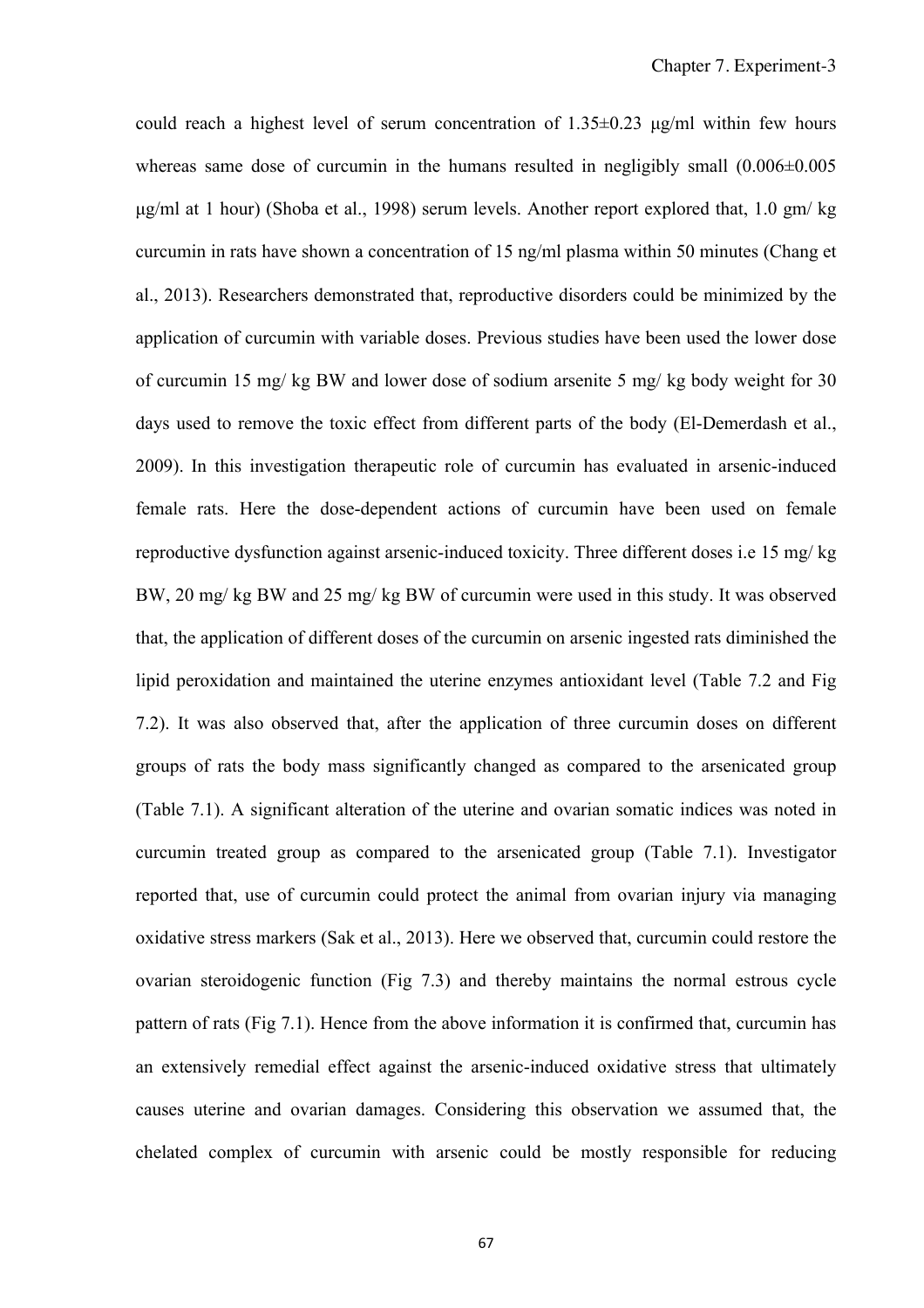could reach a highest level of serum concentration of 1.35±0.23 μg/ml within few hours whereas same dose of curcumin in the humans resulted in negligibly small (0.006±0.005 μg/ml at 1 hour) (Shoba et al., 1998) serum levels. Another report explored that, 1.0 gm/ kg curcumin in rats have shown a concentration of 15 ng/ml plasma within 50 minutes (Chang et al., 2013). Researchers demonstrated that, reproductive disorders could be minimized by the application of curcumin with variable doses. Previous studies have been used the lower dose of curcumin 15 mg/ kg BW and lower dose of sodium arsenite 5 mg/ kg body weight for 30 days used to remove the toxic effect from different parts of the body (El-Demerdash et al., 2009). In this investigation therapeutic role of curcumin has evaluated in arsenic-induced female rats. Here the dose-dependent actions of curcumin have been used on female reproductive dysfunction against arsenic-induced toxicity. Three different doses i.e 15 mg/ kg BW, 20 mg/ kg BW and 25 mg/ kg BW of curcumin were used in this study. It was observed that, the application of different doses of the curcumin on arsenic ingested rats diminished the lipid peroxidation and maintained the uterine enzymes antioxidant level (Table 7.2 and Fig 7.2). It was also observed that, after the application of three curcumin doses on different groups of rats the body mass significantly changed as compared to the arsenicated group (Table 7.1). A significant alteration of the uterine and ovarian somatic indices was noted in curcumin treated group as compared to the arsenicated group (Table 7.1). Investigator reported that, use of curcumin could protect the animal from ovarian injury via managing oxidative stress markers (Sak et al., 2013). Here we observed that, curcumin could restore the ovarian steroidogenic function (Fig 7.3) and thereby maintains the normal estrous cycle pattern of rats (Fig 7.1). Hence from the above information it is confirmed that, curcumin has an extensively remedial effect against the arsenic-induced oxidative stress that ultimately causes uterine and ovarian damages. Considering this observation we assumed that, the chelated complex of curcumin with arsenic could be mostly responsible for reducing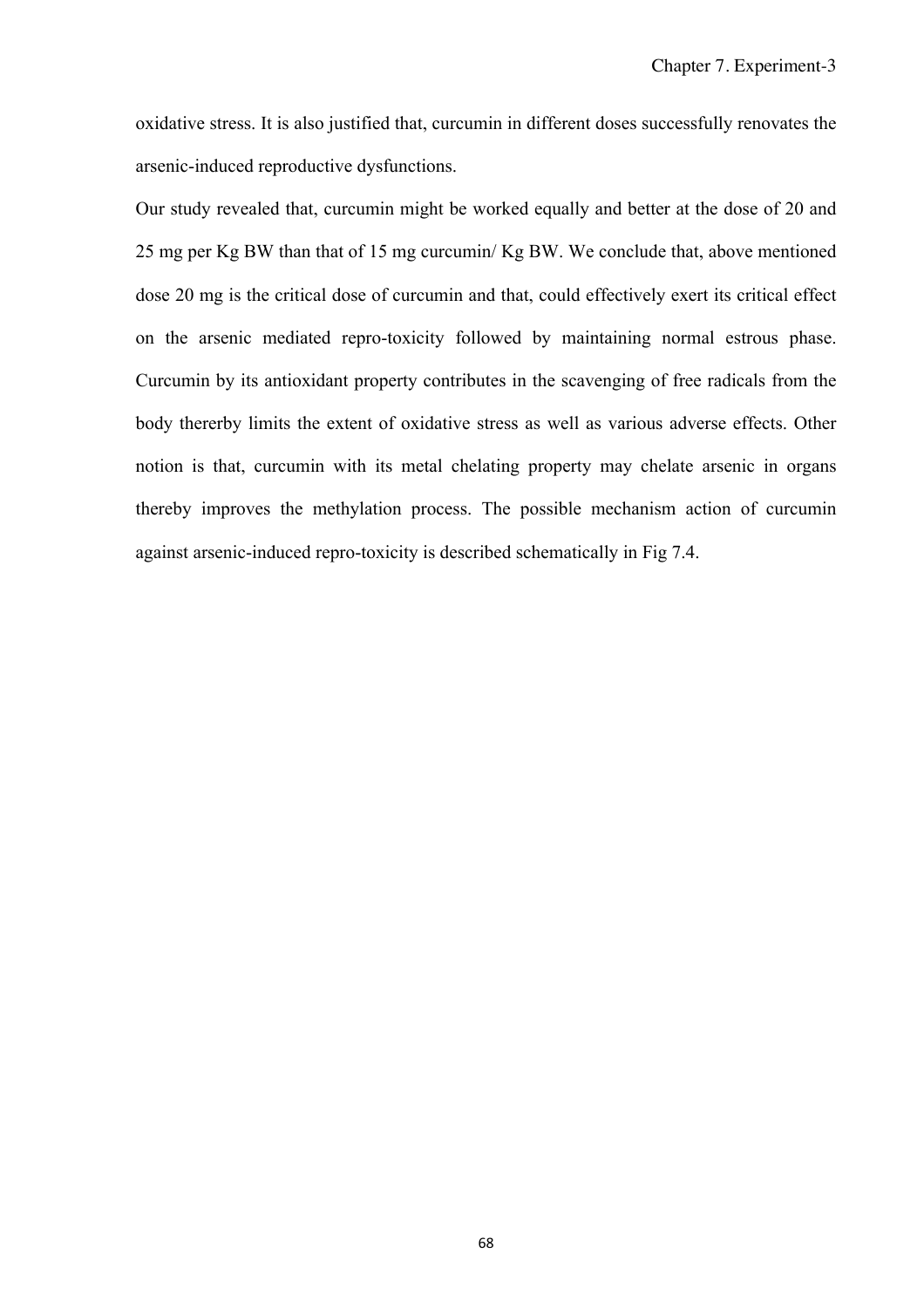oxidative stress. It is also justified that, curcumin in different doses successfully renovates the arsenic-induced reproductive dysfunctions.

Our study revealed that, curcumin might be worked equally and better at the dose of 20 and 25 mg per Kg BW than that of 15 mg curcumin/ Kg BW. We conclude that, above mentioned dose 20 mg is the critical dose of curcumin and that, could effectively exert its critical effect on the arsenic mediated repro-toxicity followed by maintaining normal estrous phase. Curcumin by its antioxidant property contributes in the scavenging of free radicals from the body thererby limits the extent of oxidative stress as well as various adverse effects. Other notion is that, curcumin with its metal chelating property may chelate arsenic in organs thereby improves the methylation process. The possible mechanism action of curcumin against arsenic-induced repro-toxicity is described schematically in Fig 7.4.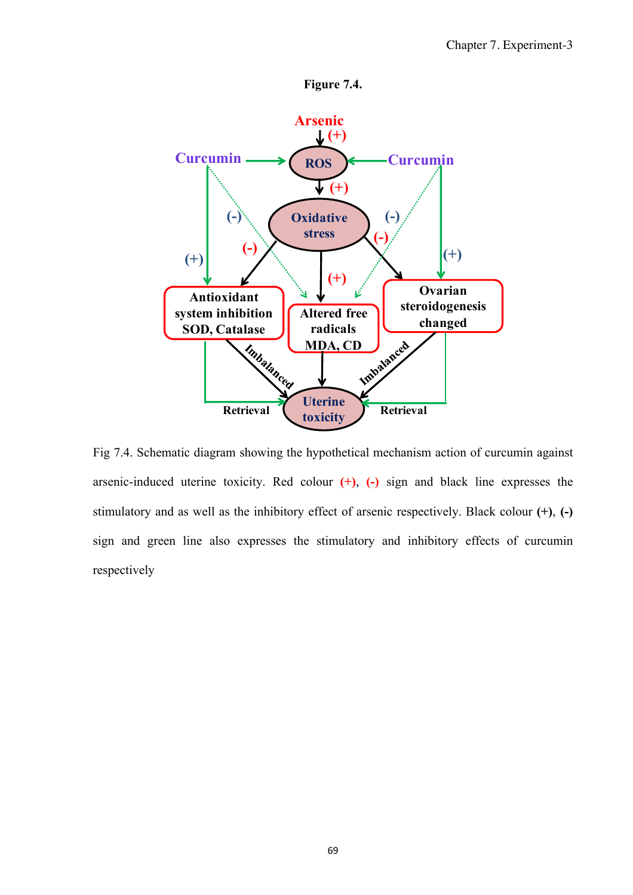**Figure 7.4.**

Arsenic

(+)

Curcumin

ROS

Curcumin

(+)

(-)

Oxidative stress

(-)

(-)

(-)

(+)

(+)

(+)

Antioxidant system inhibition SOD, Catalase

Altered free radicals MDA, CD

Ovarian steroidogenesis changed

Imbalanced

Imbalanced

Retrieval

Uterine toxicity

Retrieval

Fig 7.4. Schematic diagram showing the hypothetical mechanism action of curcumin against arsenic-induced uterine toxicity. Red colour (+), (-) sign and black line expresses the stimulatory and as well as the inhibitory effect of arsenic respectively. Black colour **(+)**, **(-)** sign and green line also expresses the stimulatory and inhibitory effects of curcumin respectively